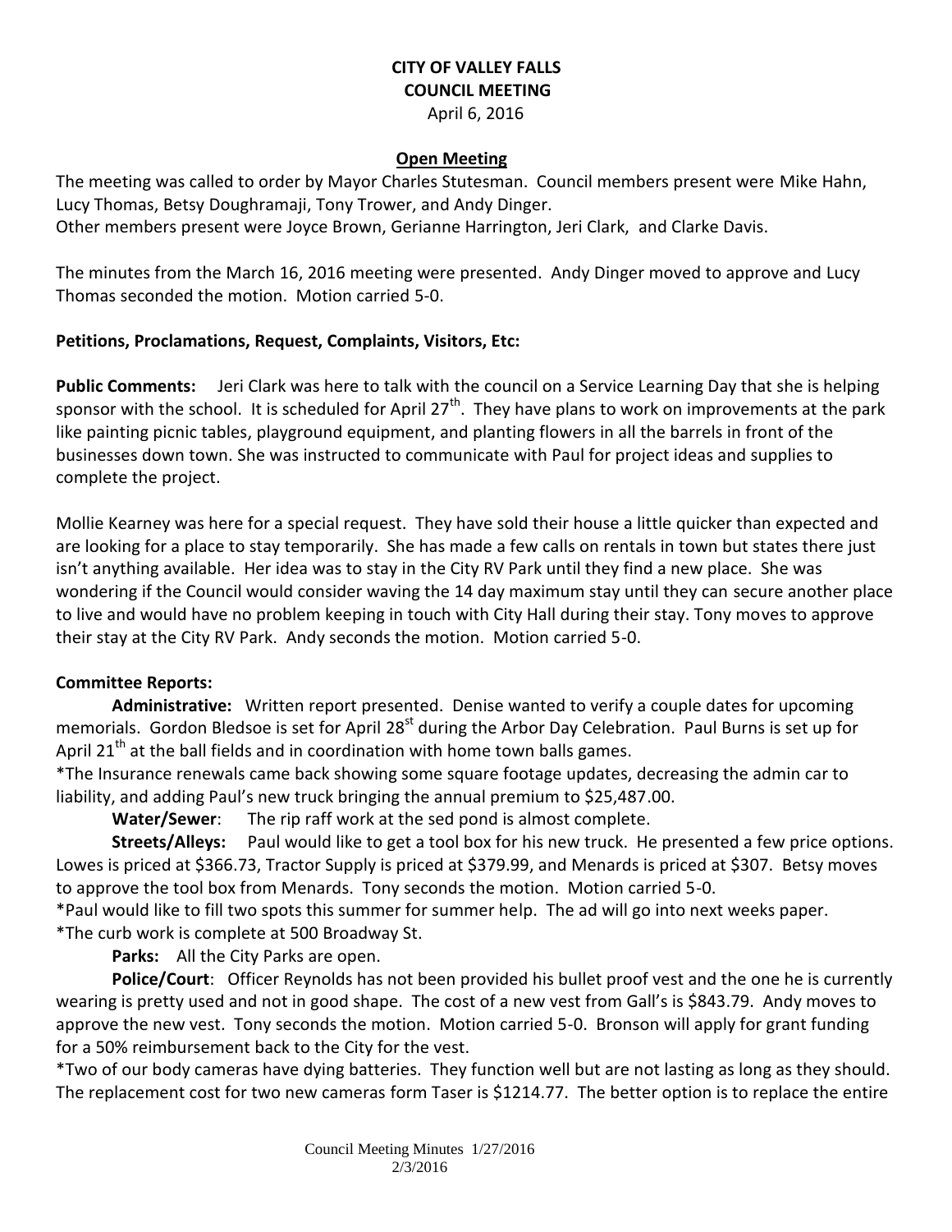# CITY OF VALLEY FALLS
## COUNCIL MEETING
April 6, 2016

### Open Meeting

The meeting was called to order by Mayor Charles Stutesman. Council members present were Mike Hahn, Lucy Thomas, Betsy Doughramaji, Tony Trower, and Andy Dinger.
Other members present were Joyce Brown, Gerianne Harrington, Jeri Clark, and Clarke Davis.

The minutes from the March 16, 2016 meeting were presented. Andy Dinger moved to approve and Lucy Thomas seconded the motion. Motion carried 5-0.

**Petitions, Proclamations, Request, Complaints, Visitors, Etc:**

**Public Comments:** Jeri Clark was here to talk with the council on a Service Learning Day that she is helping sponsor with the school. It is scheduled for April 27th. They have plans to work on improvements at the park like painting picnic tables, playground equipment, and planting flowers in all the barrels in front of the businesses down town. She was instructed to communicate with Paul for project ideas and supplies to complete the project.

Mollie Kearney was here for a special request. They have sold their house a little quicker than expected and are looking for a place to stay temporarily. She has made a few calls on rentals in town but states there just isn't anything available. Her idea was to stay in the City RV Park until they find a new place. She was wondering if the Council would consider waving the 14 day maximum stay until they can secure another place to live and would have no problem keeping in touch with City Hall during their stay. Tony moves to approve their stay at the City RV Park. Andy seconds the motion. Motion carried 5-0.

**Committee Reports:**

**Administrative:** Written report presented. Denise wanted to verify a couple dates for upcoming memorials. Gordon Bledsoe is set for April 28st during the Arbor Day Celebration. Paul Burns is set up for April 21th at the ball fields and in coordination with home town balls games.
*The Insurance renewals came back showing some square footage updates, decreasing the admin car to liability, and adding Paul's new truck bringing the annual premium to $25,487.00.

**Water/Sewer**: The rip raff work at the sed pond is almost complete.

**Streets/Alleys:** Paul would like to get a tool box for his new truck. He presented a few price options. Lowes is priced at $366.73, Tractor Supply is priced at $379.99, and Menards is priced at $307. Betsy moves to approve the tool box from Menards. Tony seconds the motion. Motion carried 5-0.
*Paul would like to fill two spots this summer for summer help. The ad will go into next weeks paper.
*The curb work is complete at 500 Broadway St.

**Parks:** All the City Parks are open.

**Police/Court**: Officer Reynolds has not been provided his bullet proof vest and the one he is currently wearing is pretty used and not in good shape. The cost of a new vest from Gall's is $843.79. Andy moves to approve the new vest. Tony seconds the motion. Motion carried 5-0. Bronson will apply for grant funding for a 50% reimbursement back to the City for the vest.
*Two of our body cameras have dying batteries. They function well but are not lasting as long as they should. The replacement cost for two new cameras form Taser is $1214.77. The better option is to replace the entire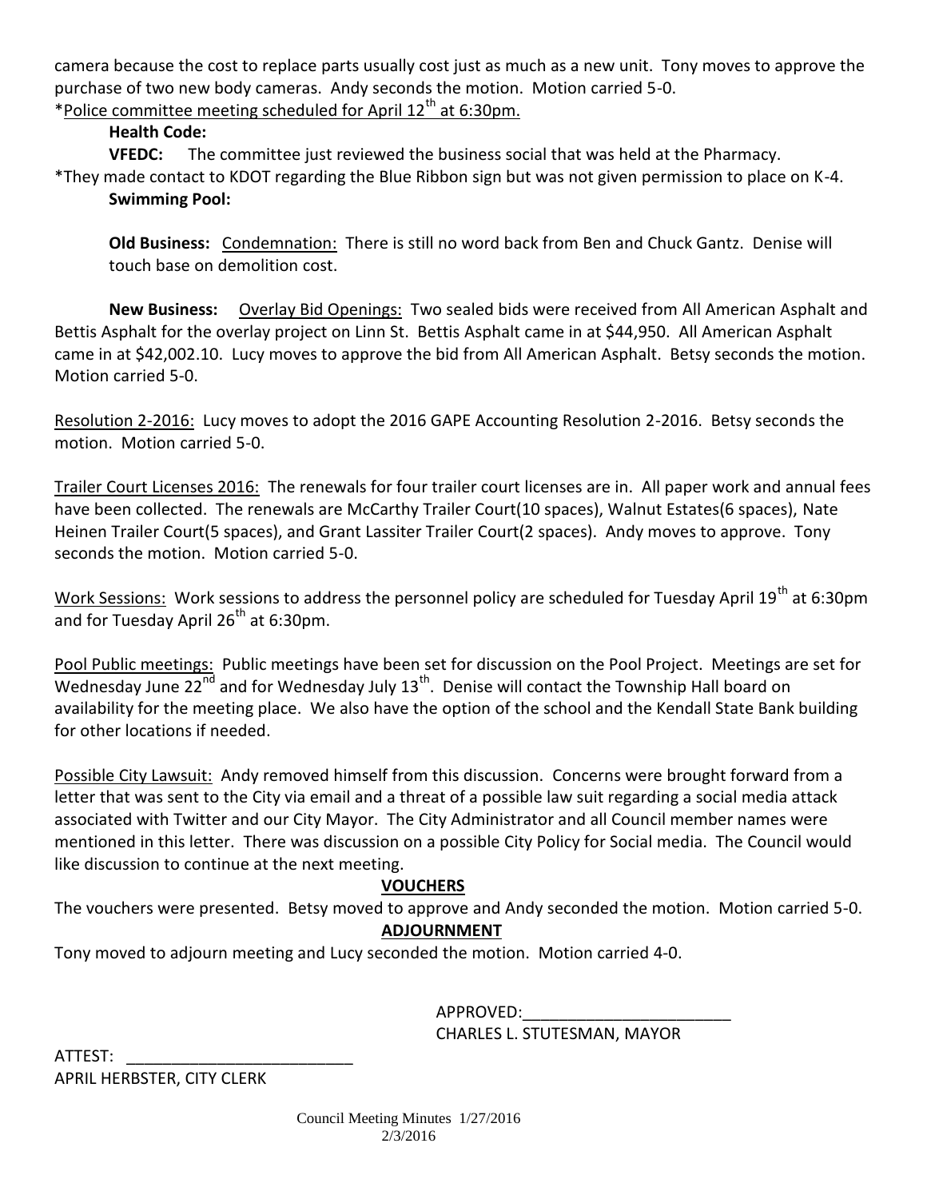camera because the cost to replace parts usually cost just as much as a new unit. Tony moves to approve the purchase of two new body cameras. Andy seconds the motion. Motion carried 5-0.

*Police committee meeting scheduled for April 12th at 6:30pm.

**Health Code:**

**VFEDC:** The committee just reviewed the business social that was held at the Pharmacy.

*They made contact to KDOT regarding the Blue Ribbon sign but was not given permission to place on K-4.

**Swimming Pool:**

**Old Business:** Condemnation: There is still no word back from Ben and Chuck Gantz. Denise will touch base on demolition cost.

**New Business:** Overlay Bid Openings: Two sealed bids were received from All American Asphalt and Bettis Asphalt for the overlay project on Linn St. Bettis Asphalt came in at $44,950. All American Asphalt came in at $42,002.10. Lucy moves to approve the bid from All American Asphalt. Betsy seconds the motion. Motion carried 5-0.

Resolution 2-2016: Lucy moves to adopt the 2016 GAPE Accounting Resolution 2-2016. Betsy seconds the motion. Motion carried 5-0.

Trailer Court Licenses 2016: The renewals for four trailer court licenses are in. All paper work and annual fees have been collected. The renewals are McCarthy Trailer Court(10 spaces), Walnut Estates(6 spaces), Nate Heinen Trailer Court(5 spaces), and Grant Lassiter Trailer Court(2 spaces). Andy moves to approve. Tony seconds the motion. Motion carried 5-0.

Work Sessions: Work sessions to address the personnel policy are scheduled for Tuesday April 19th at 6:30pm and for Tuesday April 26th at 6:30pm.

Pool Public meetings: Public meetings have been set for discussion on the Pool Project. Meetings are set for Wednesday June 22nd and for Wednesday July 13th. Denise will contact the Township Hall board on availability for the meeting place. We also have the option of the school and the Kendall State Bank building for other locations if needed.

Possible City Lawsuit: Andy removed himself from this discussion. Concerns were brought forward from a letter that was sent to the City via email and a threat of a possible law suit regarding a social media attack associated with Twitter and our City Mayor. The City Administrator and all Council member names were mentioned in this letter. There was discussion on a possible City Policy for Social media. The Council would like discussion to continue at the next meeting.

**VOUCHERS**

The vouchers were presented. Betsy moved to approve and Andy seconded the motion. Motion carried 5-0.

**ADJOURNMENT**

Tony moved to adjourn meeting and Lucy seconded the motion. Motion carried 4-0.

APPROVED:________________________
CHARLES L. STUTESMAN, MAYOR

ATTEST: ________________________
APRIL HERBSTER, CITY CLERK

Council Meeting Minutes 1/27/2016
2/3/2016